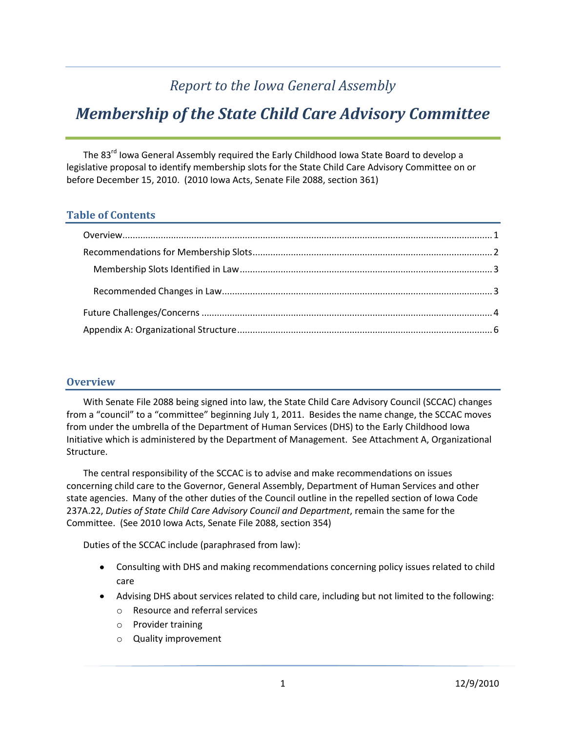*Report to the Iowa General Assembly*

# *Membership of the State Child Care Advisory Committee*

The 83rd Iowa General Assembly required the Early Childhood Iowa State Board to develop a legislative proposal to identify membership slots for the State Child Care Advisory Committee on or before December 15, 2010. (2010 Iowa Acts, Senate File 2088, section 361)

## Table of Contents

- Overview ........ 1
- Recommendations for Membership Slots ........ 2
  - Membership Slots Identified in Law ........ 3
  - Recommended Changes in Law ........ 3
- Future Challenges/Concerns ........ 4
- Appendix A: Organizational Structure ........ 6

## Overview

With Senate File 2088 being signed into law, the State Child Care Advisory Council (SCCAC) changes from a "council" to a "committee" beginning July 1, 2011. Besides the name change, the SCCAC moves from under the umbrella of the Department of Human Services (DHS) to the Early Childhood Iowa Initiative which is administered by the Department of Management. See Attachment A, Organizational Structure.

The central responsibility of the SCCAC is to advise and make recommendations on issues concerning child care to the Governor, General Assembly, Department of Human Services and other state agencies. Many of the other duties of the Council outline in the repelled section of Iowa Code 237A.22, *Duties of State Child Care Advisory Council and Department*, remain the same for the Committee. (See 2010 Iowa Acts, Senate File 2088, section 354)

Duties of the SCCAC include (paraphrased from law):

- Consulting with DHS and making recommendations concerning policy issues related to child care
- Advising DHS about services related to child care, including but not limited to the following:
  - Resource and referral services
  - Provider training
  - Quality improvement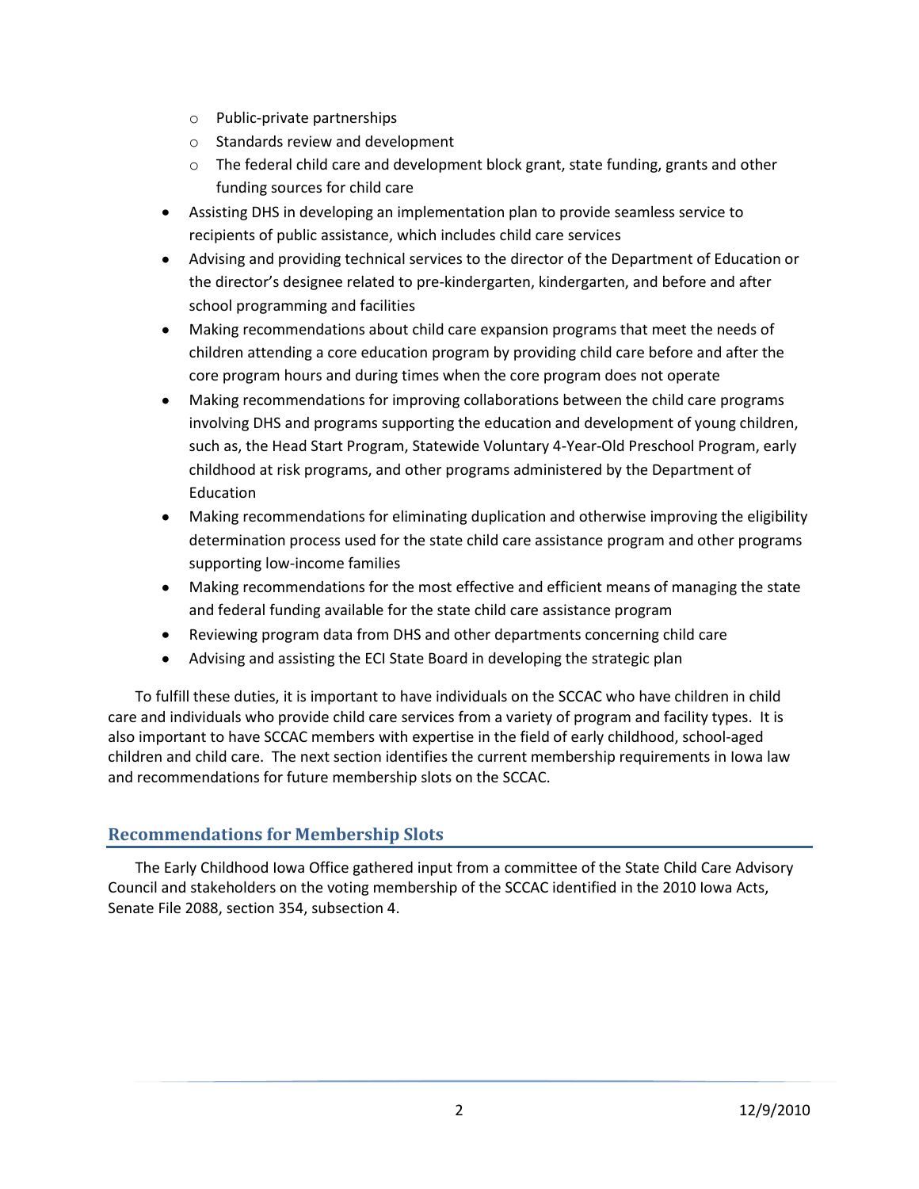- Public-private partnerships
    - Standards review and development
    - The federal child care and development block grant, state funding, grants and other funding sources for child care
- Assisting DHS in developing an implementation plan to provide seamless service to recipients of public assistance, which includes child care services
- Advising and providing technical services to the director of the Department of Education or the director's designee related to pre-kindergarten, kindergarten, and before and after school programming and facilities
- Making recommendations about child care expansion programs that meet the needs of children attending a core education program by providing child care before and after the core program hours and during times when the core program does not operate
- Making recommendations for improving collaborations between the child care programs involving DHS and programs supporting the education and development of young children, such as, the Head Start Program, Statewide Voluntary 4-Year-Old Preschool Program, early childhood at risk programs, and other programs administered by the Department of Education
- Making recommendations for eliminating duplication and otherwise improving the eligibility determination process used for the state child care assistance program and other programs supporting low-income families
- Making recommendations for the most effective and efficient means of managing the state and federal funding available for the state child care assistance program
- Reviewing program data from DHS and other departments concerning child care
- Advising and assisting the ECI State Board in developing the strategic plan

To fulfill these duties, it is important to have individuals on the SCCAC who have children in child care and individuals who provide child care services from a variety of program and facility types. It is also important to have SCCAC members with expertise in the field of early childhood, school-aged children and child care. The next section identifies the current membership requirements in Iowa law and recommendations for future membership slots on the SCCAC.

## Recommendations for Membership Slots

The Early Childhood Iowa Office gathered input from a committee of the State Child Care Advisory Council and stakeholders on the voting membership of the SCCAC identified in the 2010 Iowa Acts, Senate File 2088, section 354, subsection 4.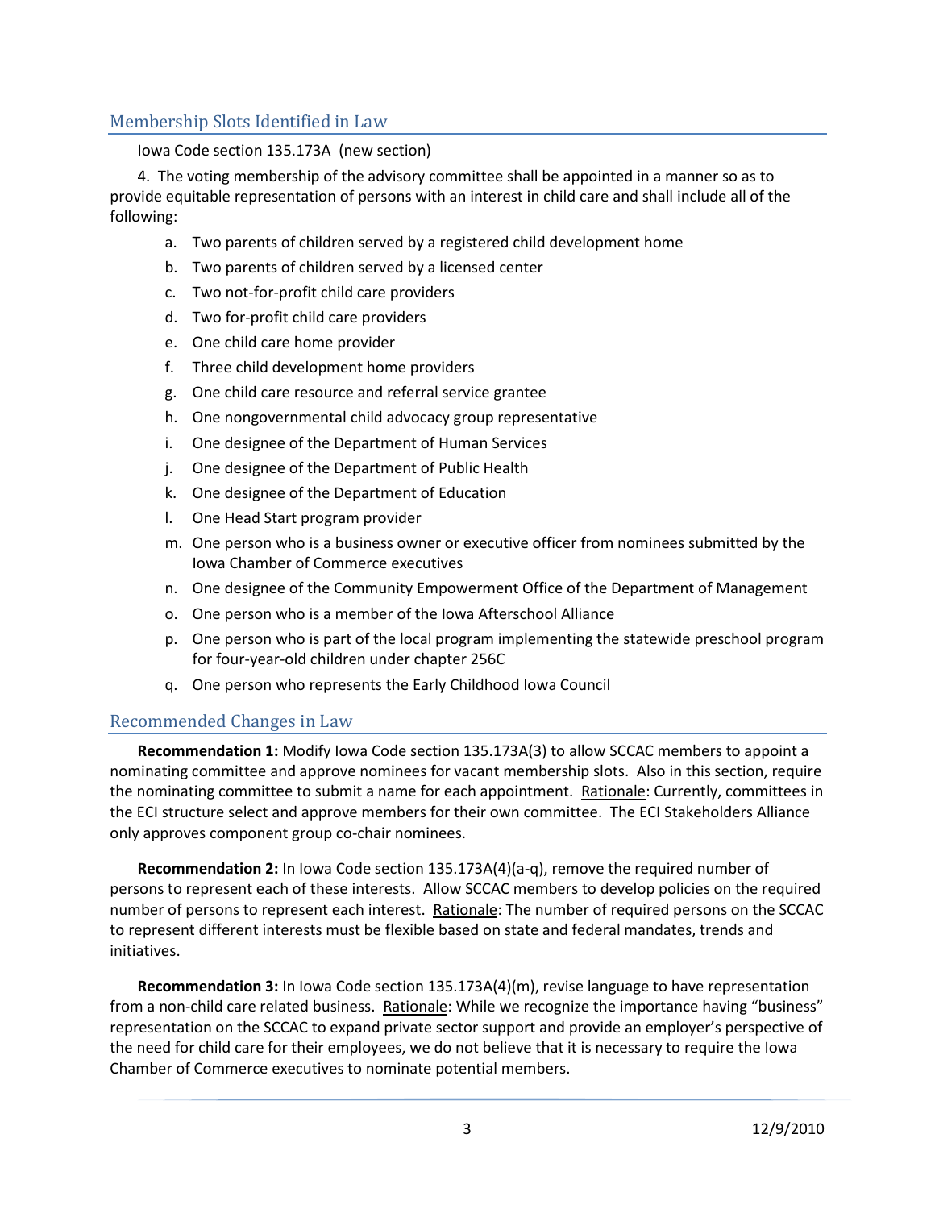## Membership Slots Identified in Law

Iowa Code section 135.173A (new section)

4. The voting membership of the advisory committee shall be appointed in a manner so as to provide equitable representation of persons with an interest in child care and shall include all of the following:

a. Two parents of children served by a registered child development home
b. Two parents of children served by a licensed center
c. Two not-for-profit child care providers
d. Two for-profit child care providers
e. One child care home provider
f. Three child development home providers
g. One child care resource and referral service grantee
h. One nongovernmental child advocacy group representative
i. One designee of the Department of Human Services
j. One designee of the Department of Public Health
k. One designee of the Department of Education
l. One Head Start program provider
m. One person who is a business owner or executive officer from nominees submitted by the Iowa Chamber of Commerce executives
n. One designee of the Community Empowerment Office of the Department of Management
o. One person who is a member of the Iowa Afterschool Alliance
p. One person who is part of the local program implementing the statewide preschool program for four-year-old children under chapter 256C
q. One person who represents the Early Childhood Iowa Council

## Recommended Changes in Law

**Recommendation 1:** Modify Iowa Code section 135.173A(3) to allow SCCAC members to appoint a nominating committee and approve nominees for vacant membership slots. Also in this section, require the nominating committee to submit a name for each appointment. Rationale: Currently, committees in the ECI structure select and approve members for their own committee. The ECI Stakeholders Alliance only approves component group co-chair nominees.

**Recommendation 2:** In Iowa Code section 135.173A(4)(a-q), remove the required number of persons to represent each of these interests. Allow SCCAC members to develop policies on the required number of persons to represent each interest. Rationale: The number of required persons on the SCCAC to represent different interests must be flexible based on state and federal mandates, trends and initiatives.

**Recommendation 3:** In Iowa Code section 135.173A(4)(m), revise language to have representation from a non-child care related business. Rationale: While we recognize the importance having "business" representation on the SCCAC to expand private sector support and provide an employer's perspective of the need for child care for their employees, we do not believe that it is necessary to require the Iowa Chamber of Commerce executives to nominate potential members.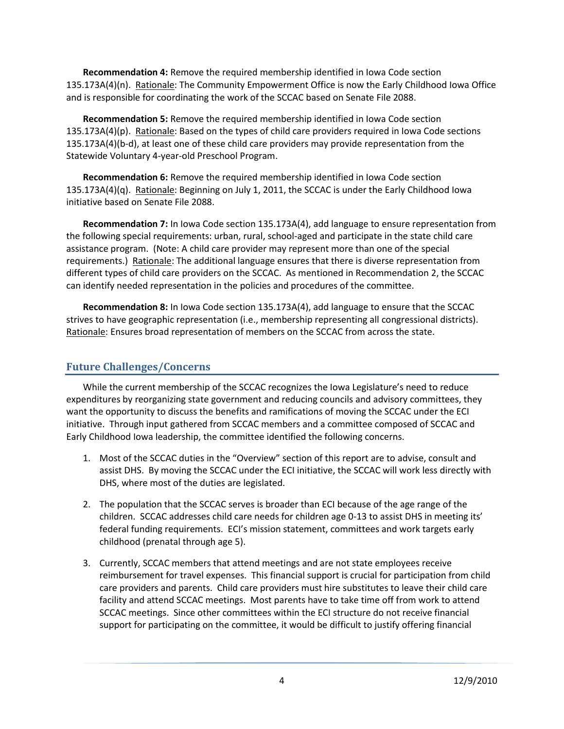**Recommendation 4:** Remove the required membership identified in Iowa Code section 135.173A(4)(n). Rationale: The Community Empowerment Office is now the Early Childhood Iowa Office and is responsible for coordinating the work of the SCCAC based on Senate File 2088.

**Recommendation 5:** Remove the required membership identified in Iowa Code section 135.173A(4)(p). Rationale: Based on the types of child care providers required in Iowa Code sections 135.173A(4)(b-d), at least one of these child care providers may provide representation from the Statewide Voluntary 4-year-old Preschool Program.

**Recommendation 6:** Remove the required membership identified in Iowa Code section 135.173A(4)(q). Rationale: Beginning on July 1, 2011, the SCCAC is under the Early Childhood Iowa initiative based on Senate File 2088.

**Recommendation 7:** In Iowa Code section 135.173A(4), add language to ensure representation from the following special requirements: urban, rural, school-aged and participate in the state child care assistance program. (Note: A child care provider may represent more than one of the special requirements.) Rationale: The additional language ensures that there is diverse representation from different types of child care providers on the SCCAC. As mentioned in Recommendation 2, the SCCAC can identify needed representation in the policies and procedures of the committee.

**Recommendation 8:** In Iowa Code section 135.173A(4), add language to ensure that the SCCAC strives to have geographic representation (i.e., membership representing all congressional districts). Rationale: Ensures broad representation of members on the SCCAC from across the state.

## Future Challenges/Concerns

While the current membership of the SCCAC recognizes the Iowa Legislature's need to reduce expenditures by reorganizing state government and reducing councils and advisory committees, they want the opportunity to discuss the benefits and ramifications of moving the SCCAC under the ECI initiative. Through input gathered from SCCAC members and a committee composed of SCCAC and Early Childhood Iowa leadership, the committee identified the following concerns.

1. Most of the SCCAC duties in the "Overview" section of this report are to advise, consult and assist DHS. By moving the SCCAC under the ECI initiative, the SCCAC will work less directly with DHS, where most of the duties are legislated.

2. The population that the SCCAC serves is broader than ECI because of the age range of the children. SCCAC addresses child care needs for children age 0-13 to assist DHS in meeting its' federal funding requirements. ECI's mission statement, committees and work targets early childhood (prenatal through age 5).

3. Currently, SCCAC members that attend meetings and are not state employees receive reimbursement for travel expenses. This financial support is crucial for participation from child care providers and parents. Child care providers must hire substitutes to leave their child care facility and attend SCCAC meetings. Most parents have to take time off from work to attend SCCAC meetings. Since other committees within the ECI structure do not receive financial support for participating on the committee, it would be difficult to justify offering financial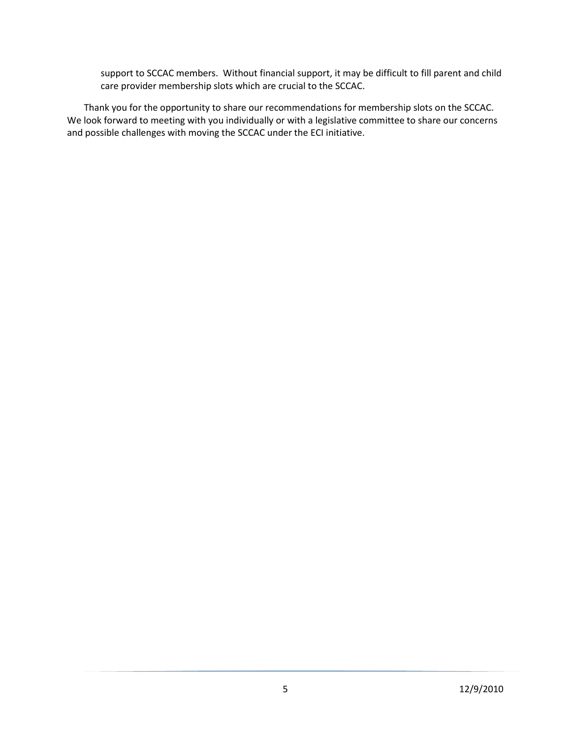support to SCCAC members. Without financial support, it may be difficult to fill parent and child care provider membership slots which are crucial to the SCCAC.

Thank you for the opportunity to share our recommendations for membership slots on the SCCAC. We look forward to meeting with you individually or with a legislative committee to share our concerns and possible challenges with moving the SCCAC under the ECI initiative.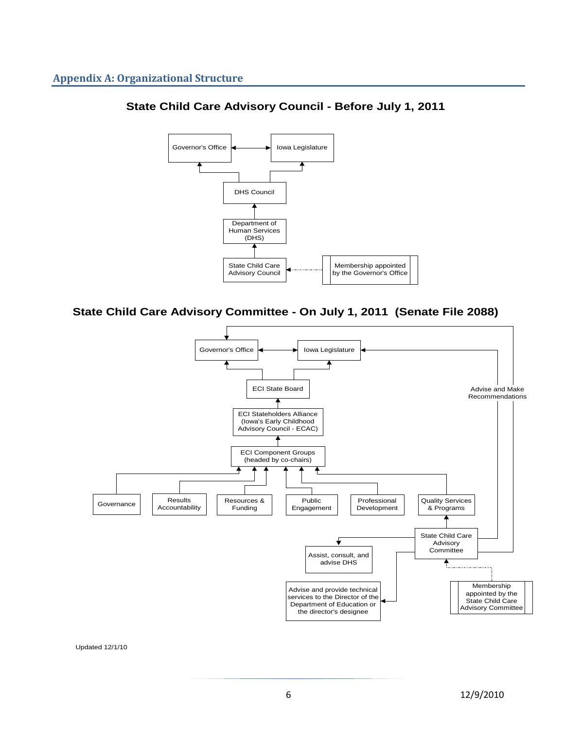## Appendix A: Organizational Structure

**State Child Care Advisory Council - Before July 1, 2011**

Governor's Office

Iowa Legislature

DHS Council

Department of Human Services (DHS)

State Child Care Advisory Council

Membership appointed by the Governor's Office

**State Child Care Advisory Committee - On July 1, 2011 (Senate File 2088)**

Governor's Office

Iowa Legislature

ECI State Board

ECI Stateholders Alliance (Iowa's Early Childhood Advisory Council - ECAC)

ECI Component Groups (headed by co-chairs)

Governance

Results Accountability

Resources & Funding

Public Engagement

Professional Development

Quality Services & Programs

State Child Care Advisory Committee

Advise and Make Recommendations

Assist, consult, and advise DHS

Advise and provide technical services to the Director of the Department of Education or the director's designee

Membership appointed by the State Child Care Advisory Committee

Updated 12/1/10